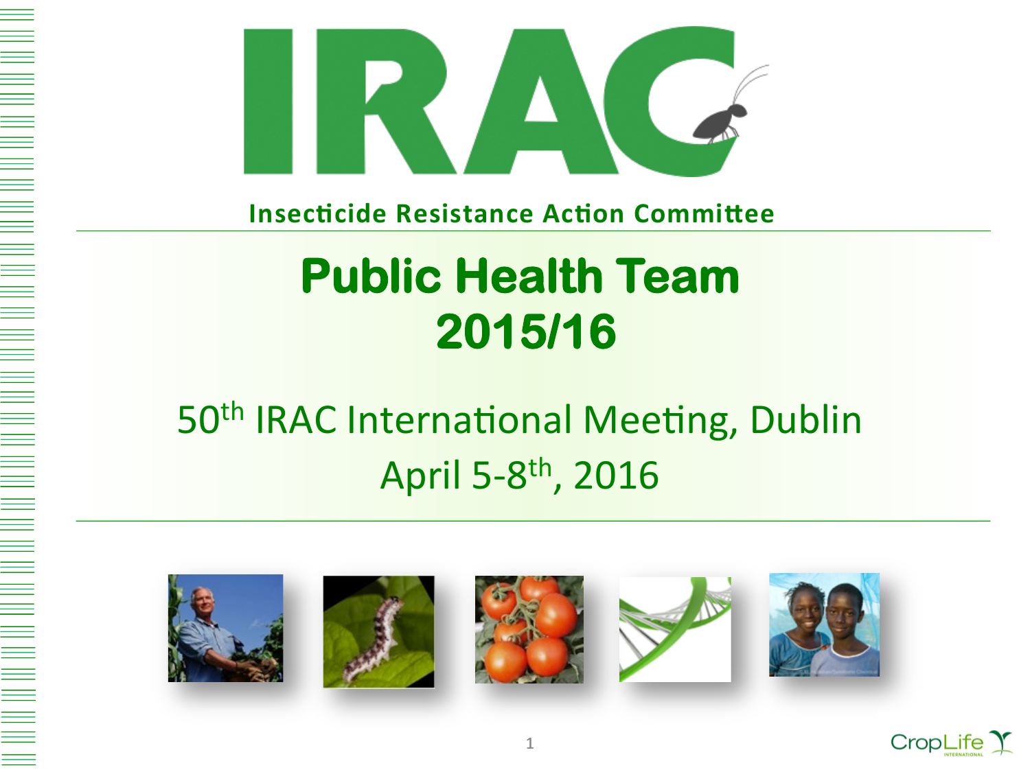# IRAC

**Insecticide Resistance Action Committee**

## Public Health Team 2015/16

50th IRAC International Meeting, Dublin

April 5-8th, 2016

CropLife INTERNATIONAL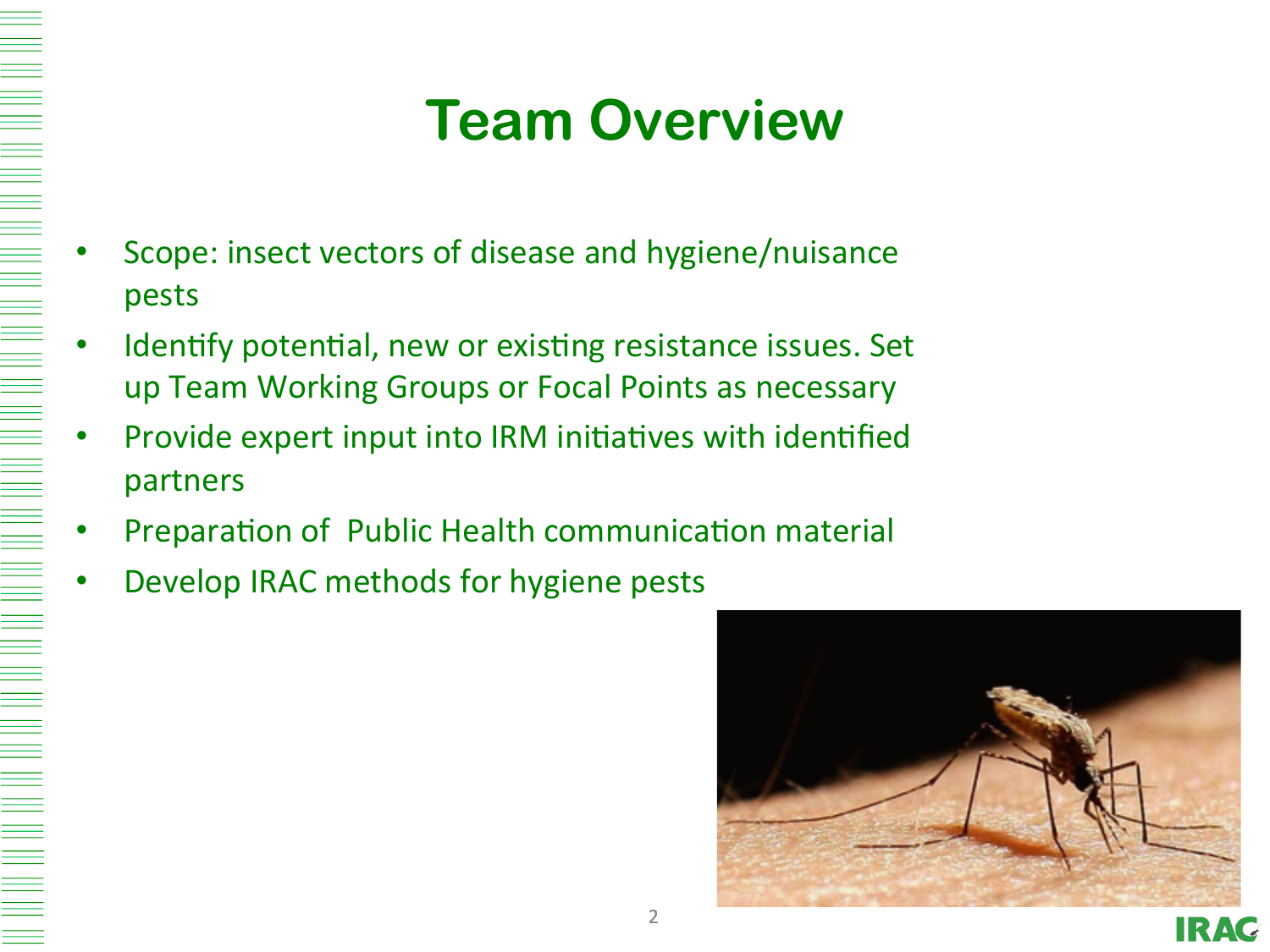# Team Overview

- Scope: insect vectors of disease and hygiene/nuisance pests
- Identify potential, new or existing resistance issues. Set up Team Working Groups or Focal Points as necessary
- Provide expert input into IRM initiatives with identified partners
- Preparation of Public Health communication material
- Develop IRAC methods for hygiene pests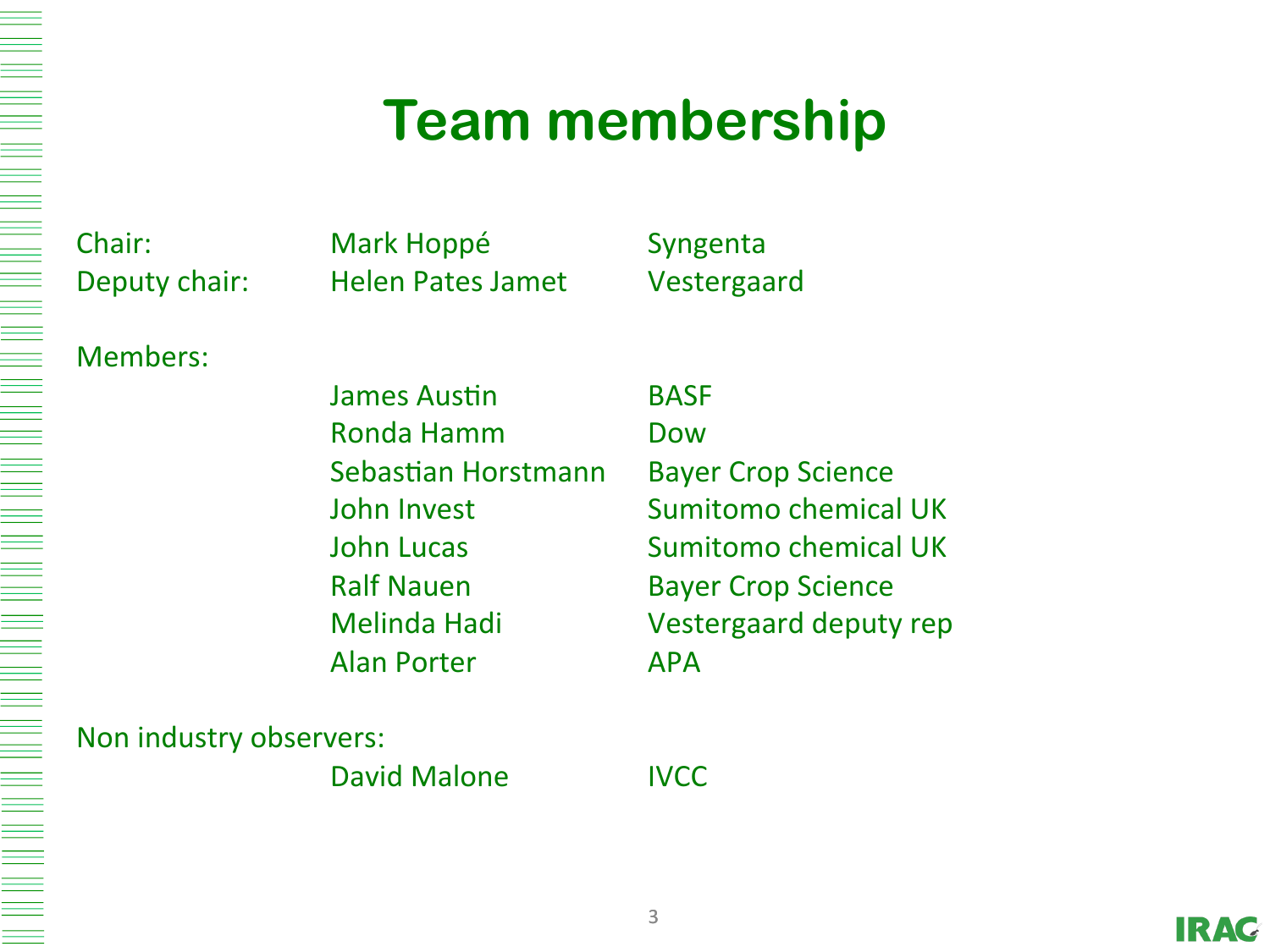# Team membership

| | | |
|---|---|---|
| Chair: | Mark Hoppé | Syngenta |
| Deputy chair: | Helen Pates Jamet | Vestergaard |
| Members: | | |
| | James Austin | BASF |
| | Ronda Hamm | Dow |
| | Sebastian Horstmann | Bayer Crop Science |
| | John Invest | Sumitomo chemical UK |
| | John Lucas | Sumitomo chemical UK |
| | Ralf Nauen | Bayer Crop Science |
| | Melinda Hadi | Vestergaard deputy rep |
| | Alan Porter | APA |
| Non industry observers: | | |
| | David Malone | IVCC |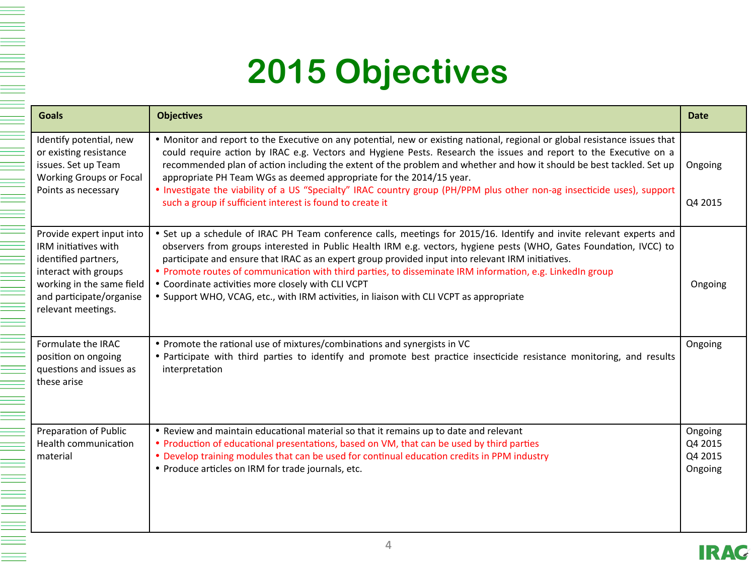# 2015 Objectives

| Goals | Objectives | Date |
|---|---|---|
| Identify potential, new or existing resistance issues. Set up Team Working Groups or Focal Points as necessary | • Monitor and report to the Executive on any potential, new or existing national, regional or global resistance issues that could require action by IRAC e.g. Vectors and Hygiene Pests. Research the issues and report to the Executive on a recommended plan of action including the extent of the problem and whether and how it should be best tackled. Set up appropriate PH Team WGs as deemed appropriate for the 2014/15 year.<br>• Investigate the viability of a US "Specialty" IRAC country group (PH/PPM plus other non-ag insecticide uses), support such a group if sufficient interest is found to create it | Ongoing<br><br>Q4 2015 |
| Provide expert input into IRM initiatives with identified partners, interact with groups working in the same field and participate/organise relevant meetings. | • Set up a schedule of IRAC PH Team conference calls, meetings for 2015/16. Identify and invite relevant experts and observers from groups interested in Public Health IRM e.g. vectors, hygiene pests (WHO, Gates Foundation, IVCC) to participate and ensure that IRAC as an expert group provided input into relevant IRM initiatives.<br>• Promote routes of communication with third parties, to disseminate IRM information, e.g. LinkedIn group<br>• Coordinate activities more closely with CLI VCPT<br>• Support WHO, VCAG, etc., with IRM activities, in liaison with CLI VCPT as appropriate | Ongoing |
| Formulate the IRAC position on ongoing questions and issues as these arise | • Promote the rational use of mixtures/combinations and synergists in VC<br>• Participate with third parties to identify and promote best practice insecticide resistance monitoring, and results interpretation | Ongoing |
| Preparation of Public Health communication material | • Review and maintain educational material so that it remains up to date and relevant<br>• Production of educational presentations, based on VM, that can be used by third parties<br>• Develop training modules that can be used for continual education credits in PPM industry<br>• Produce articles on IRM for trade journals, etc. | Ongoing<br>Q4 2015<br>Q4 2015<br>Ongoing |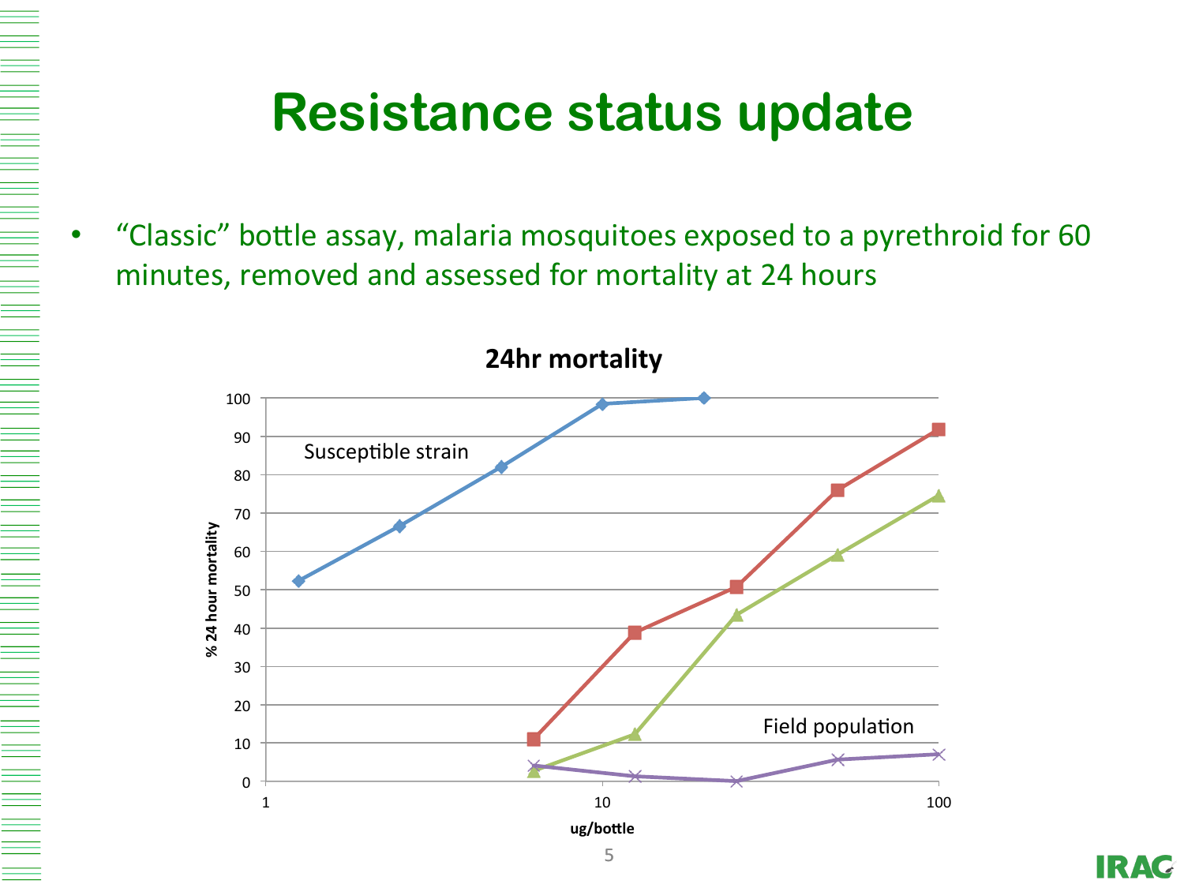# Resistance status update

- "Classic" bottle assay, malaria mosquitoes exposed to a pyrethroid for 60 minutes, removed and assessed for mortality at 24 hours

**24hr mortality**

Susceptible strain

Field population

% 24 hour mortality

ug/bottle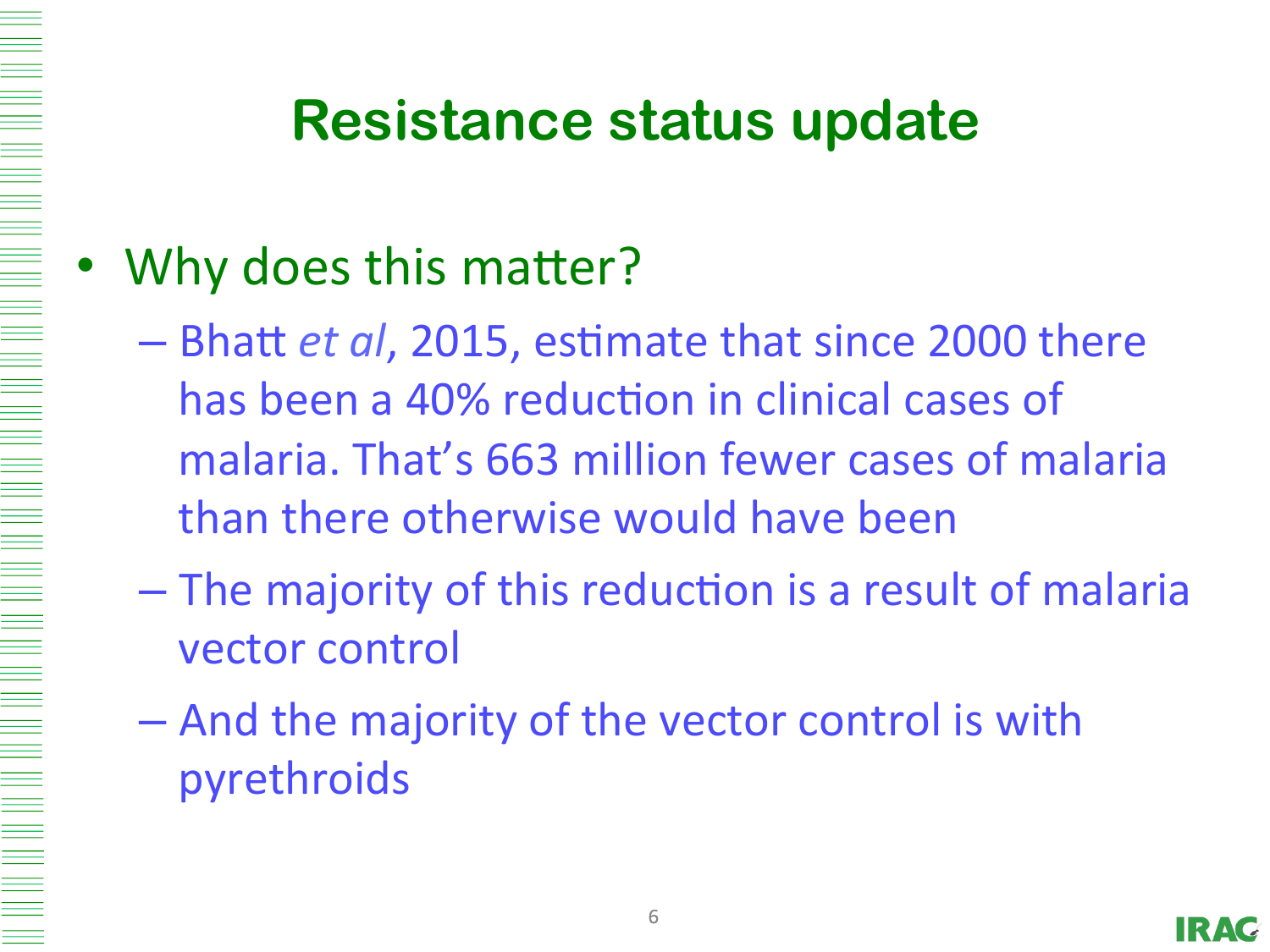# Resistance status update

- Why does this matter?
  - Bhatt *et al*, 2015, estimate that since 2000 there has been a 40% reduction in clinical cases of malaria. That's 663 million fewer cases of malaria than there otherwise would have been
  - The majority of this reduction is a result of malaria vector control
  - And the majority of the vector control is with pyrethroids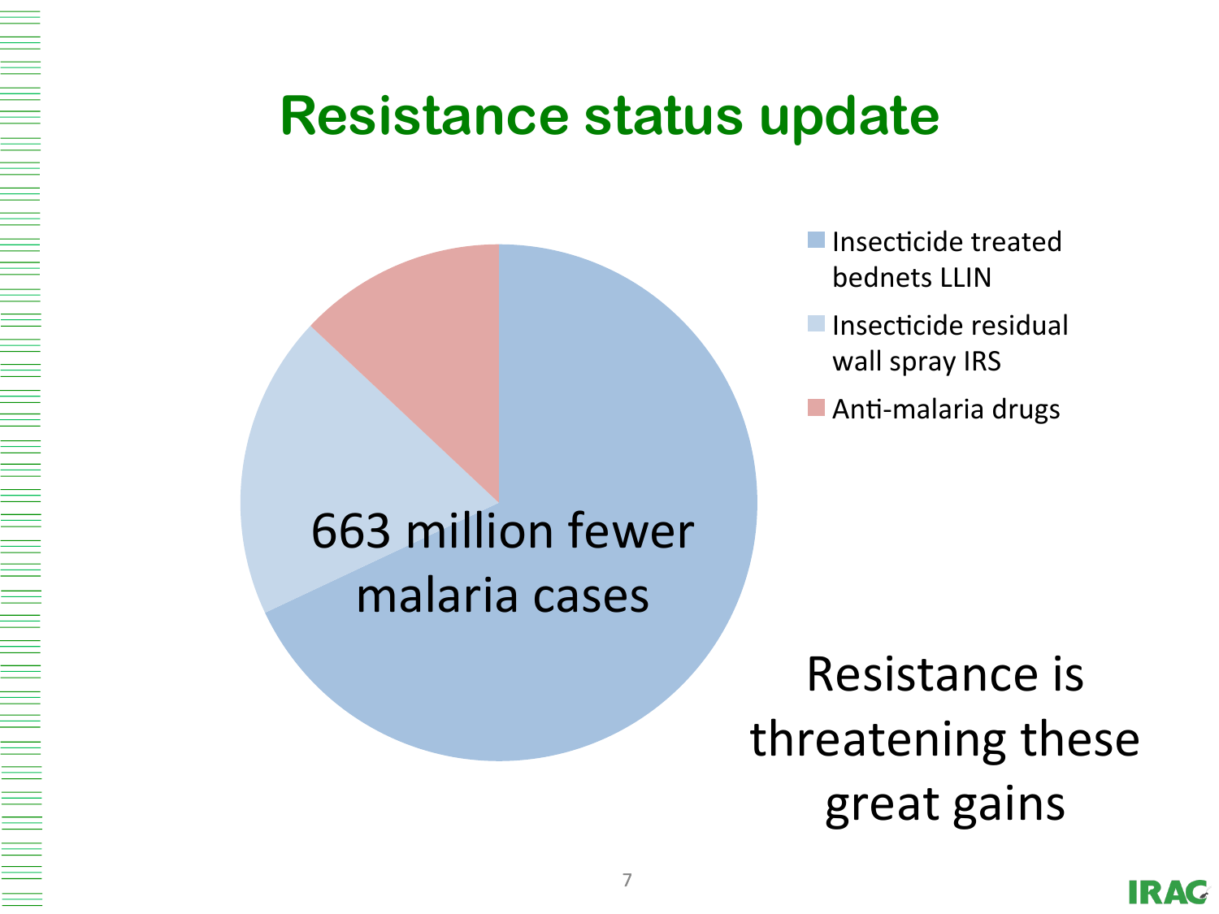# Resistance status update

- Insecticide treated bednets LLIN
- Insecticide residual wall spray IRS
- Anti-malaria drugs

663 million fewer malaria cases

Resistance is threatening these great gains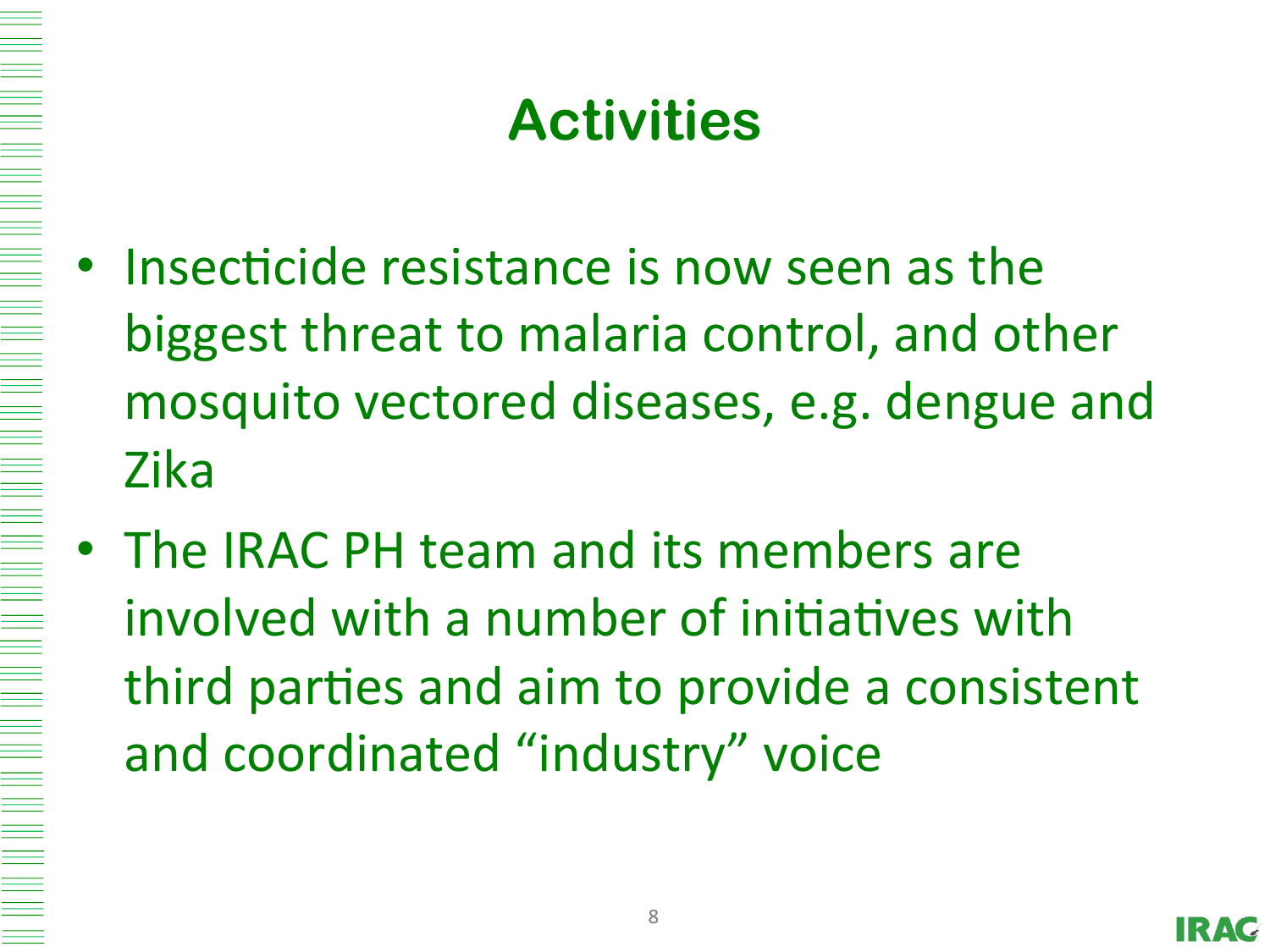# Activities

- Insecticide resistance is now seen as the biggest threat to malaria control, and other mosquito vectored diseases, e.g. dengue and Zika
- The IRAC PH team and its members are involved with a number of initiatives with third parties and aim to provide a consistent and coordinated "industry" voice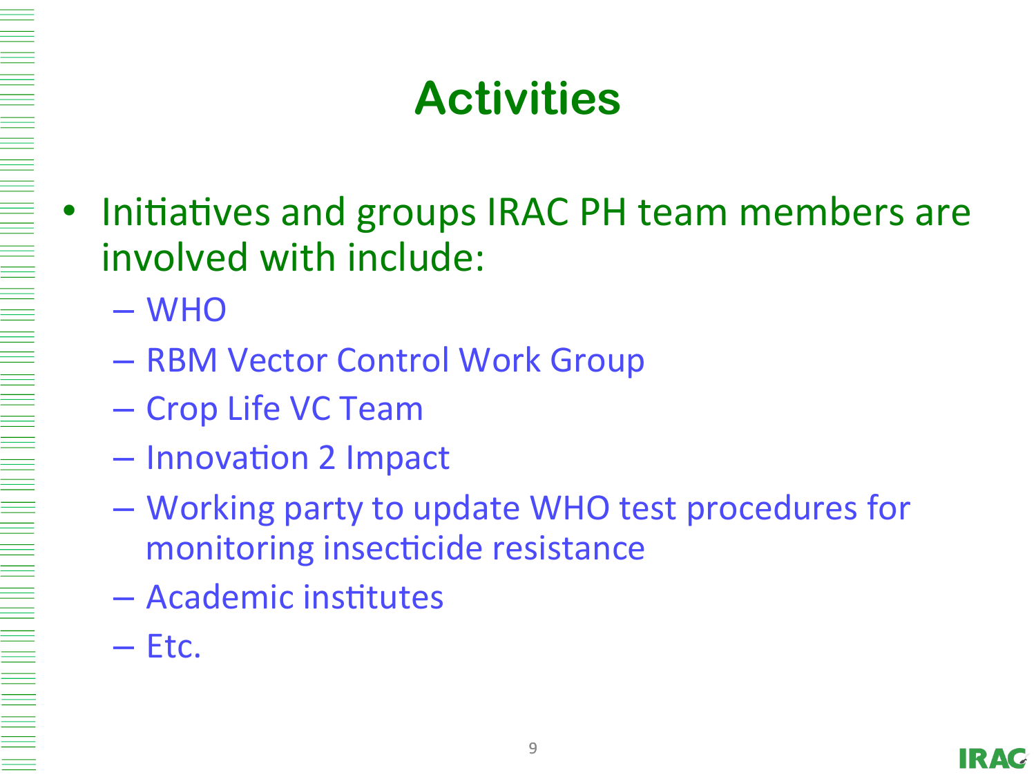# Activities

- Initiatives and groups IRAC PH team members are involved with include:
  - WHO
  - RBM Vector Control Work Group
  - Crop Life VC Team
  - Innovation 2 Impact
  - Working party to update WHO test procedures for monitoring insecticide resistance
  - Academic institutes
  - Etc.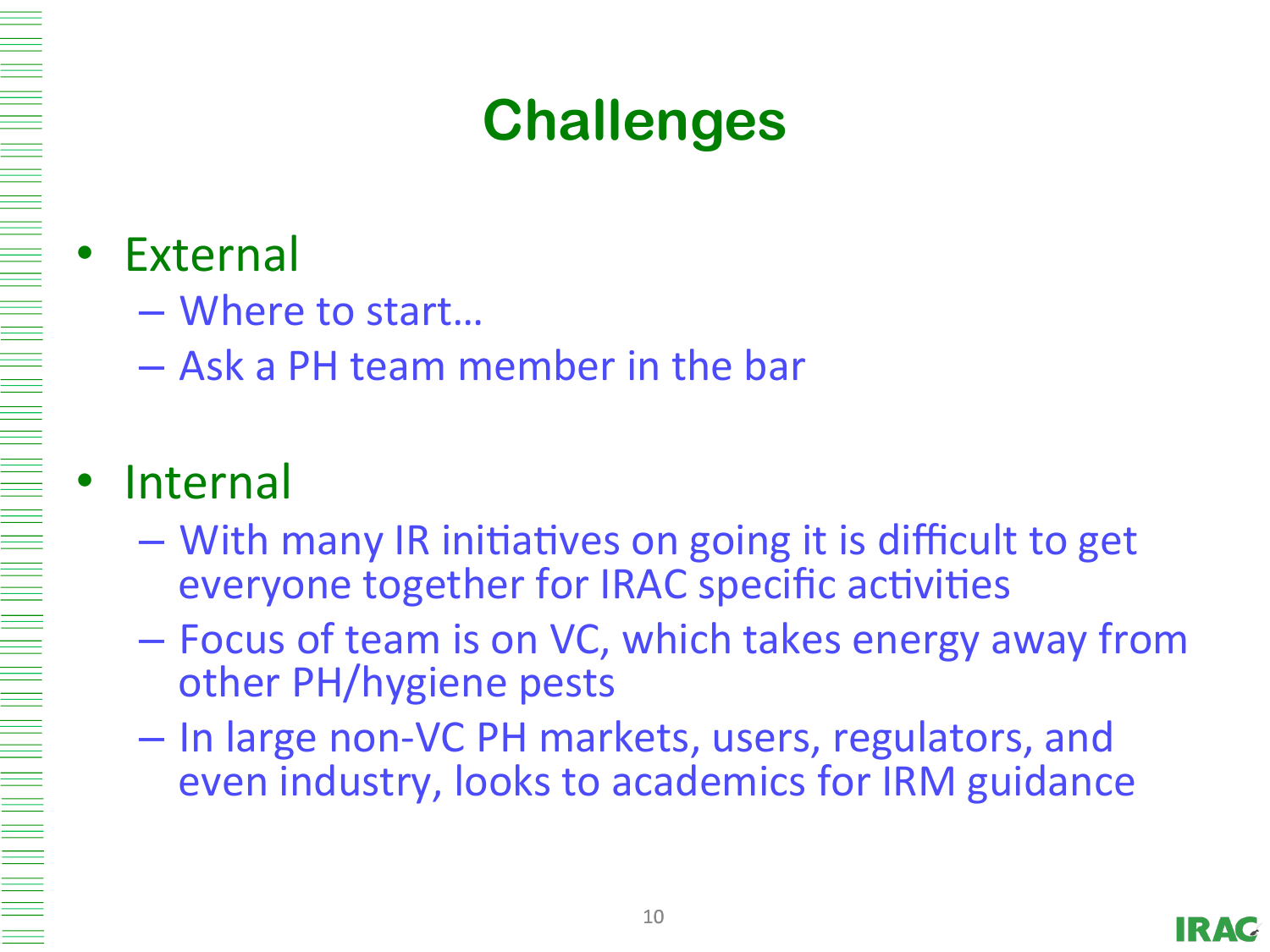# Challenges

- External
  - Where to start…
  - Ask a PH team member in the bar
- Internal
  - With many IR initiatives on going it is difficult to get everyone together for IRAC specific activities
  - Focus of team is on VC, which takes energy away from other PH/hygiene pests
  - In large non-VC PH markets, users, regulators, and even industry, looks to academics for IRM guidance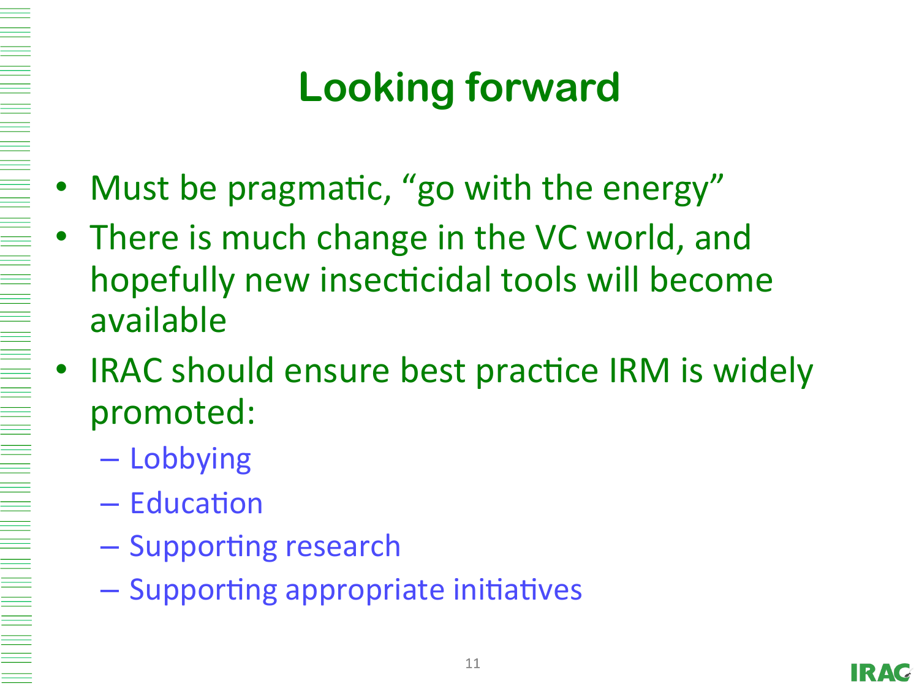# Looking forward

- Must be pragmatic, “go with the energy”
- There is much change in the VC world, and hopefully new insecticidal tools will become available
- IRAC should ensure best practice IRM is widely promoted:
  - Lobbying
  - Education
  - Supporting research
  - Supporting appropriate initiatives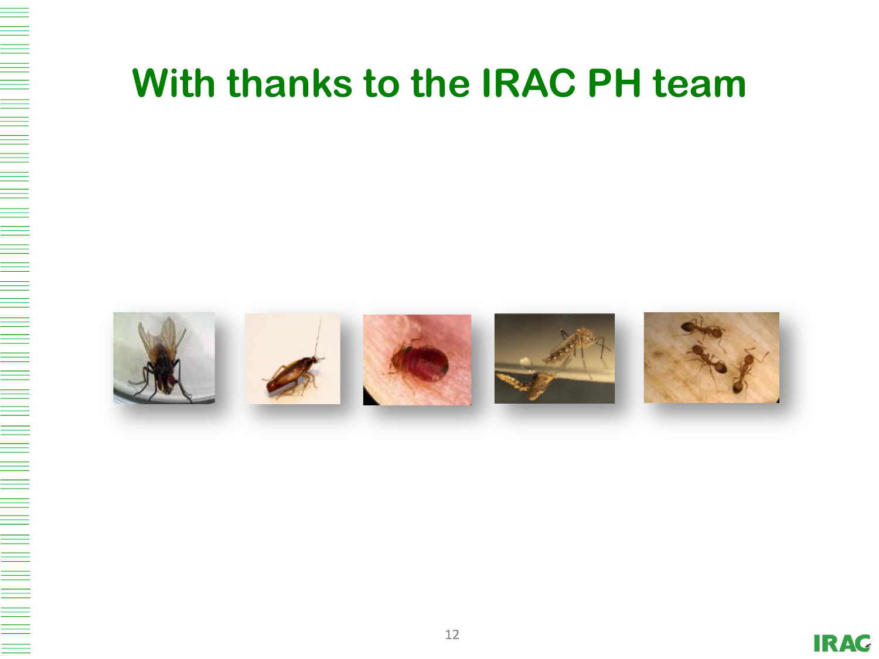# With thanks to the IRAC PH team